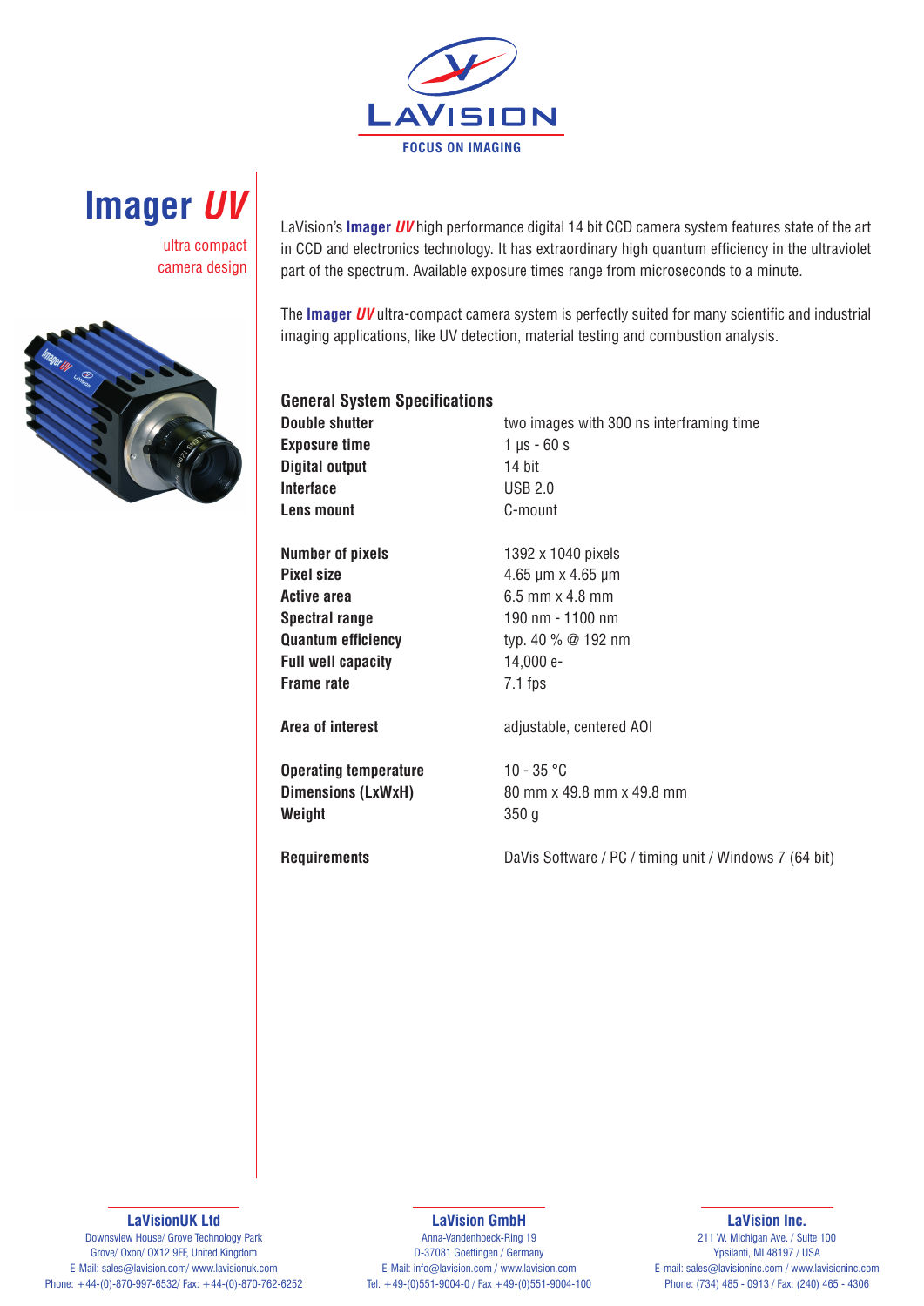LaVision
FOCUS ON IMAGING

# Imager *UV*

ultra compact camera design

LaVision's **Imager *UV*** high performance digital 14 bit CCD camera system features state of the art in CCD and electronics technology. It has extraordinary high quantum efficiency in the ultraviolet part of the spectrum. Available exposure times range from microseconds to a minute.

The **Imager *UV*** ultra-compact camera system is perfectly suited for many scientific and industrial imaging applications, like UV detection, material testing and combustion analysis.

## General System Specifications

| | |
|---|---|
| **Double shutter** | two images with 300 ns interframing time |
| **Exposure time** | 1 µs - 60 s |
| **Digital output** | 14 bit |
| **Interface** | USB 2.0 |
| **Lens mount** | C-mount |
| | |
| **Number of pixels** | 1392 x 1040 pixels |
| **Pixel size** | 4.65 µm x 4.65 µm |
| **Active area** | 6.5 mm x 4.8 mm |
| **Spectral range** | 190 nm - 1100 nm |
| **Quantum efficiency** | typ. 40 % @ 192 nm |
| **Full well capacity** | 14,000 e- |
| **Frame rate** | 7.1 fps |
| | |
| **Area of interest** | adjustable, centered AOI |
| | |
| **Operating temperature** | 10 - 35 °C |
| **Dimensions (LxWxH)** | 80 mm x 49.8 mm x 49.8 mm |
| **Weight** | 350 g |
| | |
| **Requirements** | DaVis Software / PC / timing unit / Windows 7 (64 bit) |

**LaVisionUK Ltd**
Downsview House/ Grove Technology Park
Grove/ Oxon/ OX12 9FF, United Kingdom
E-Mail: sales@lavision.com/ www.lavisionuk.com
Phone: +44-(0)-870-997-6532/ Fax: +44-(0)-870-762-6252

**LaVision GmbH**
Anna-Vandenhoeck-Ring 19
D-37081 Goettingen / Germany
E-Mail: info@lavision.com / www.lavision.com
Tel. +49-(0)551-9004-0 / Fax +49-(0)551-9004-100

**LaVision Inc.**
211 W. Michigan Ave. / Suite 100
Ypsilanti, MI 48197 / USA
E-mail: sales@lavisioninc.com / www.lavisioninc.com
Phone: (734) 485 - 0913 / Fax: (240) 465 - 4306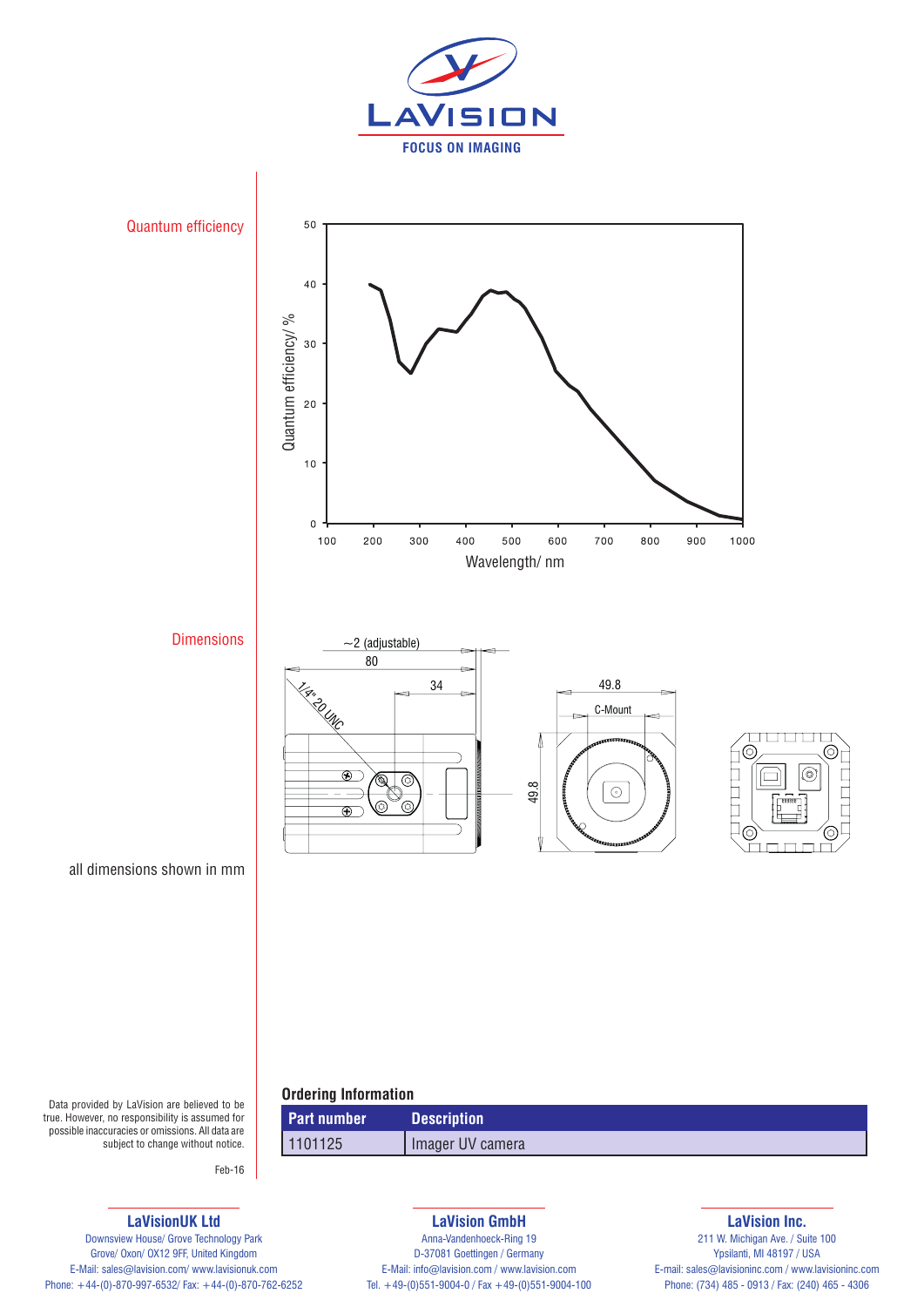## Quantum efficiency

Quantum efficiency/ %

50
40
30
20
10
0

100 200 300 400 500 600 700 800 900 1000

Wavelength/ nm

## Dimensions

~2 (adjustable)

80

34

1/4" 20 UNC

49.8

C-Mount

49.8

all dimensions shown in mm

Data provided by LaVision are believed to be true. However, no responsibility is assumed for possible inaccuracies or omissions. All data are subject to change without notice.

Feb-16

### Ordering Information

| Part number | Description |
|---|---|
| 1101125 | Imager UV camera |

**LaVisionUK Ltd**
Downsview House/ Grove Technology Park
Grove/ Oxon/ OX12 9FF, United Kingdom
E-Mail: sales@lavision.com/ www.lavisionuk.com
Phone: +44-(0)-870-997-6532/ Fax: +44-(0)-870-762-6252

**LaVision GmbH**
Anna-Vandenhoeck-Ring 19
D-37081 Goettingen / Germany
E-Mail: info@lavision.com / www.lavision.com
Tel. +49-(0)551-9004-0 / Fax +49-(0)551-9004-100

**LaVision Inc.**
211 W. Michigan Ave. / Suite 100
Ypsilanti, MI 48197 / USA
E-mail: sales@lavisioninc.com / www.lavisioninc.com
Phone: (734) 485 - 0913 / Fax: (240) 465 - 4306